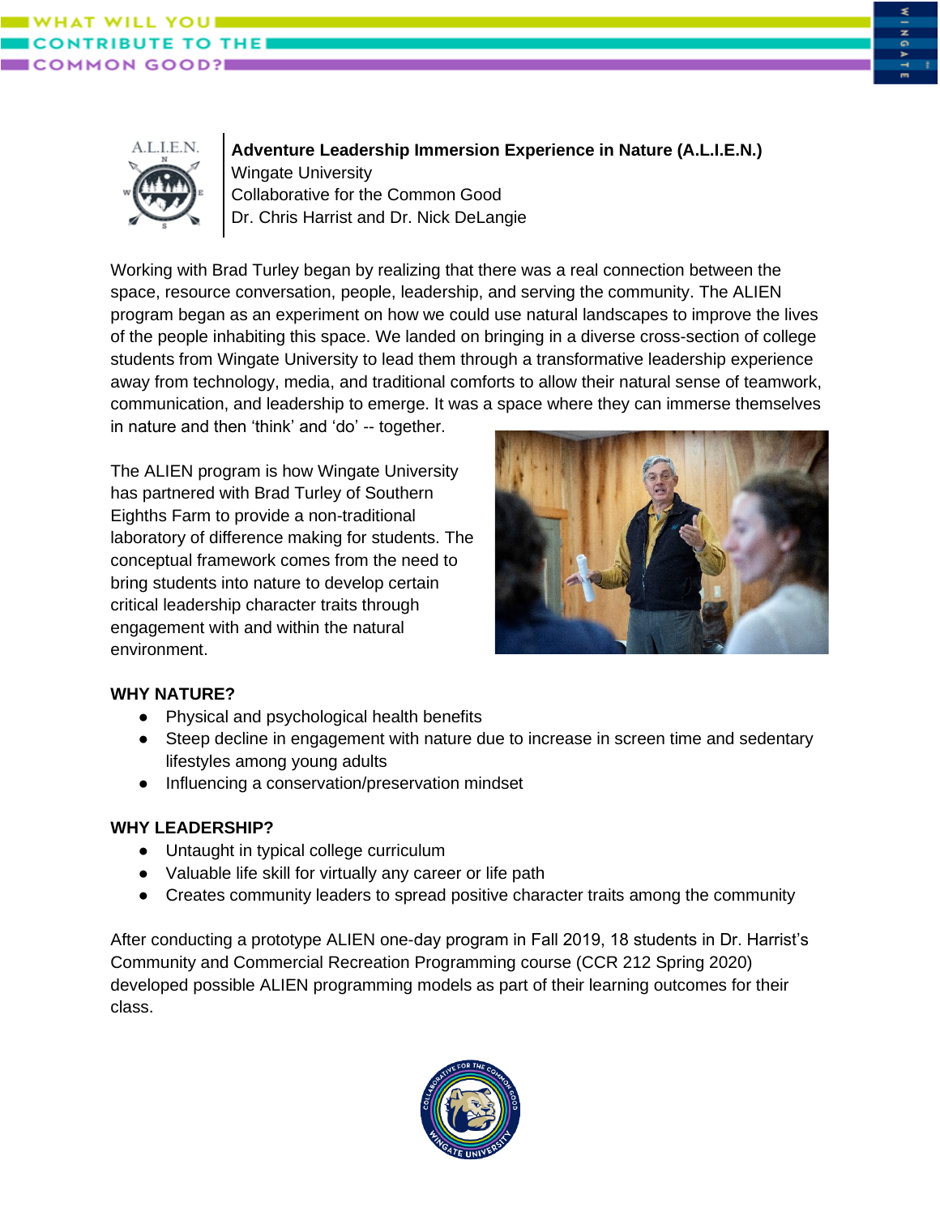**Adventure Leadership Immersion Experience in Nature (A.L.I.E.N.)**
Wingate University
Collaborative for the Common Good
Dr. Chris Harrist and Dr. Nick DeLangie

Working with Brad Turley began by realizing that there was a real connection between the space, resource conversation, people, leadership, and serving the community. The ALIEN program began as an experiment on how we could use natural landscapes to improve the lives of the people inhabiting this space. We landed on bringing in a diverse cross-section of college students from Wingate University to lead them through a transformative leadership experience away from technology, media, and traditional comforts to allow their natural sense of teamwork, communication, and leadership to emerge. It was a space where they can immerse themselves in nature and then 'think' and 'do' -- together.

The ALIEN program is how Wingate University has partnered with Brad Turley of Southern Eighths Farm to provide a non-traditional laboratory of difference making for students. The conceptual framework comes from the need to bring students into nature to develop certain critical leadership character traits through engagement with and within the natural environment.

**WHY NATURE?**

- Physical and psychological health benefits
- Steep decline in engagement with nature due to increase in screen time and sedentary lifestyles among young adults
- Influencing a conservation/preservation mindset

**WHY LEADERSHIP?**

- Untaught in typical college curriculum
- Valuable life skill for virtually any career or life path
- Creates community leaders to spread positive character traits among the community

After conducting a prototype ALIEN one-day program in Fall 2019, 18 students in Dr. Harrist's Community and Commercial Recreation Programming course (CCR 212 Spring 2020) developed possible ALIEN programming models as part of their learning outcomes for their class.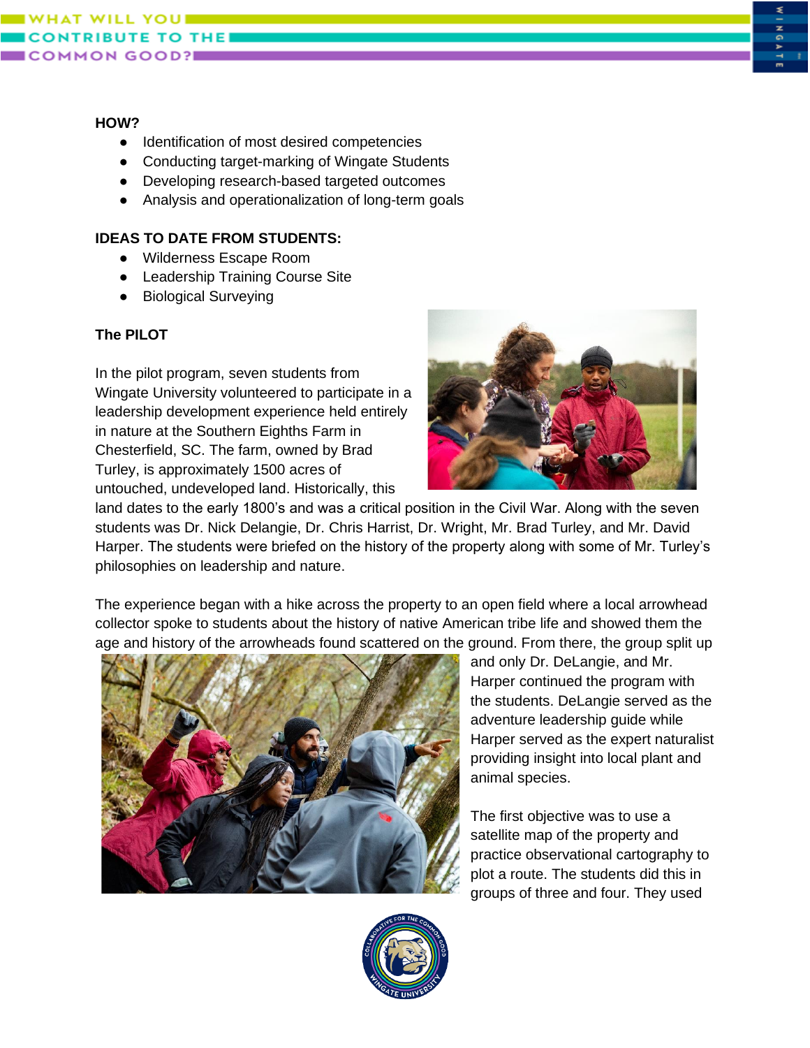**HOW?**

- Identification of most desired competencies
- Conducting target-marking of Wingate Students
- Developing research-based targeted outcomes
- Analysis and operationalization of long-term goals

**IDEAS TO DATE FROM STUDENTS:**

- Wilderness Escape Room
- Leadership Training Course Site
- Biological Surveying

**The PILOT**

In the pilot program, seven students from Wingate University volunteered to participate in a leadership development experience held entirely in nature at the Southern Eighths Farm in Chesterfield, SC. The farm, owned by Brad Turley, is approximately 1500 acres of untouched, undeveloped land. Historically, this land dates to the early 1800's and was a critical position in the Civil War. Along with the seven students was Dr. Nick Delangie, Dr. Chris Harrist, Dr. Wright, Mr. Brad Turley, and Mr. David Harper. The students were briefed on the history of the property along with some of Mr. Turley's philosophies on leadership and nature.

The experience began with a hike across the property to an open field where a local arrowhead collector spoke to students about the history of native American tribe life and showed them the age and history of the arrowheads found scattered on the ground. From there, the group split up and only Dr. DeLangie, and Mr. Harper continued the program with the students. DeLangie served as the adventure leadership guide while Harper served as the expert naturalist providing insight into local plant and animal species.

The first objective was to use a satellite map of the property and practice observational cartography to plot a route. The students did this in groups of three and four. They used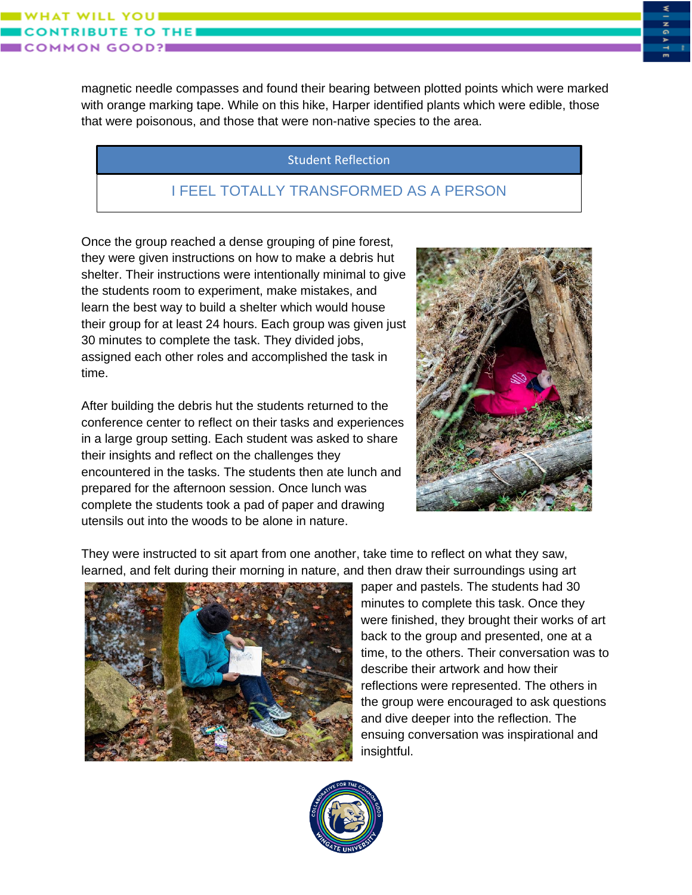magnetic needle compasses and found their bearing between plotted points which were marked with orange marking tape. While on this hike, Harper identified plants which were edible, those that were poisonous, and those that were non-native species to the area.

| Student Reflection |
| --- |
| I FEEL TOTALLY TRANSFORMED AS A PERSON |

Once the group reached a dense grouping of pine forest, they were given instructions on how to make a debris hut shelter. Their instructions were intentionally minimal to give the students room to experiment, make mistakes, and learn the best way to build a shelter which would house their group for at least 24 hours. Each group was given just 30 minutes to complete the task. They divided jobs, assigned each other roles and accomplished the task in time.

After building the debris hut the students returned to the conference center to reflect on their tasks and experiences in a large group setting. Each student was asked to share their insights and reflect on the challenges they encountered in the tasks. The students then ate lunch and prepared for the afternoon session. Once lunch was complete the students took a pad of paper and drawing utensils out into the woods to be alone in nature.

They were instructed to sit apart from one another, take time to reflect on what they saw, learned, and felt during their morning in nature, and then draw their surroundings using art paper and pastels. The students had 30 minutes to complete this task. Once they were finished, they brought their works of art back to the group and presented, one at a time, to the others. Their conversation was to describe their artwork and how their reflections were represented. The others in the group were encouraged to ask questions and dive deeper into the reflection. The ensuing conversation was inspirational and insightful.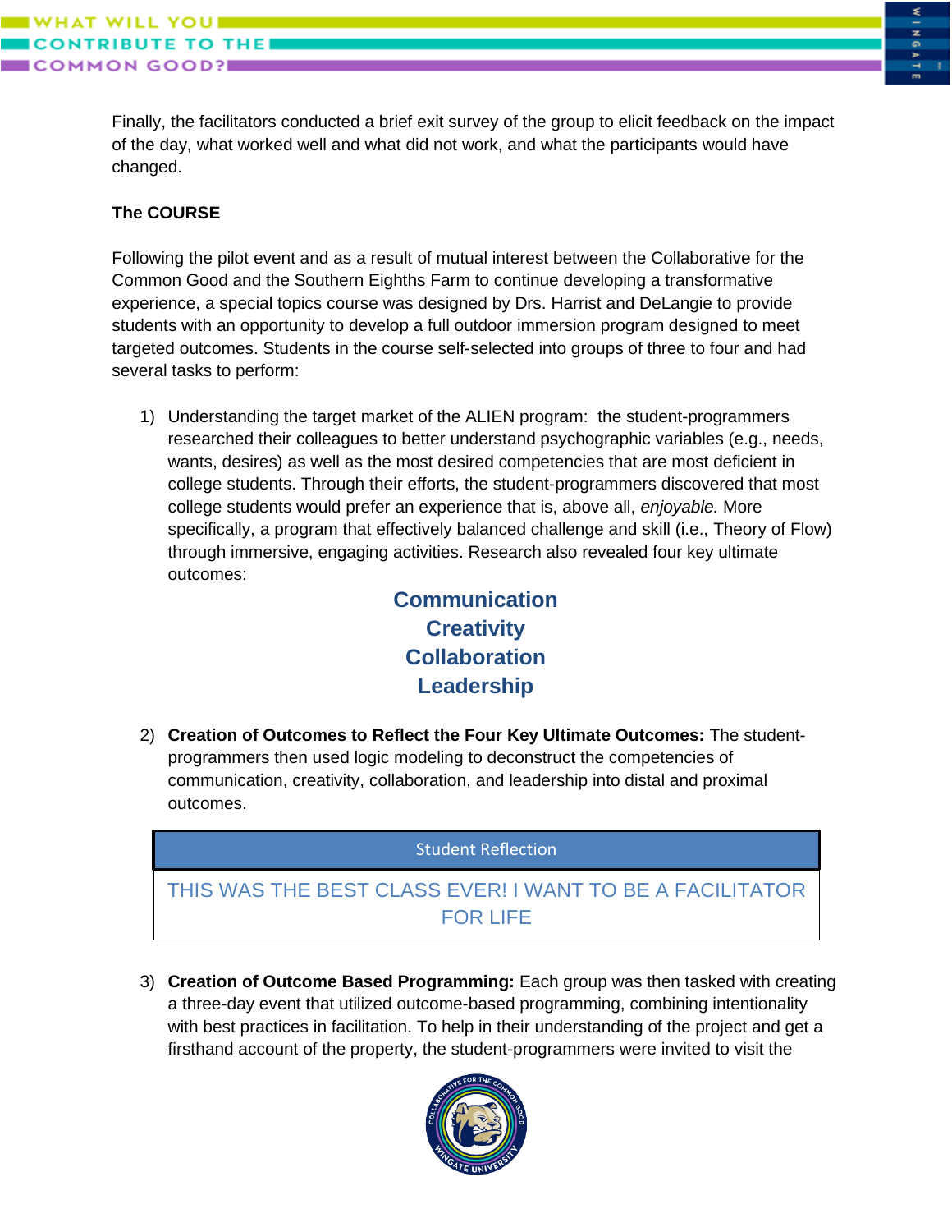Finally, the facilitators conducted a brief exit survey of the group to elicit feedback on the impact of the day, what worked well and what did not work, and what the participants would have changed.

**The COURSE**

Following the pilot event and as a result of mutual interest between the Collaborative for the Common Good and the Southern Eighths Farm to continue developing a transformative experience, a special topics course was designed by Drs. Harrist and DeLangie to provide students with an opportunity to develop a full outdoor immersion program designed to meet targeted outcomes. Students in the course self-selected into groups of three to four and had several tasks to perform:

1) Understanding the target market of the ALIEN program: the student-programmers researched their colleagues to better understand psychographic variables (e.g., needs, wants, desires) as well as the most desired competencies that are most deficient in college students. Through their efforts, the student-programmers discovered that most college students would prefer an experience that is, above all, *enjoyable.* More specifically, a program that effectively balanced challenge and skill (i.e., Theory of Flow) through immersive, engaging activities. Research also revealed four key ultimate outcomes:

   **Communication**
   **Creativity**
   **Collaboration**
   **Leadership**

2) **Creation of Outcomes to Reflect the Four Key Ultimate Outcomes:** The student-programmers then used logic modeling to deconstruct the competencies of communication, creativity, collaboration, and leadership into distal and proximal outcomes.

| Student Reflection |
|---|
| THIS WAS THE BEST CLASS EVER! I WANT TO BE A FACILITATOR FOR LIFE |

3) **Creation of Outcome Based Programming:** Each group was then tasked with creating a three-day event that utilized outcome-based programming, combining intentionality with best practices in facilitation. To help in their understanding of the project and get a firsthand account of the property, the student-programmers were invited to visit the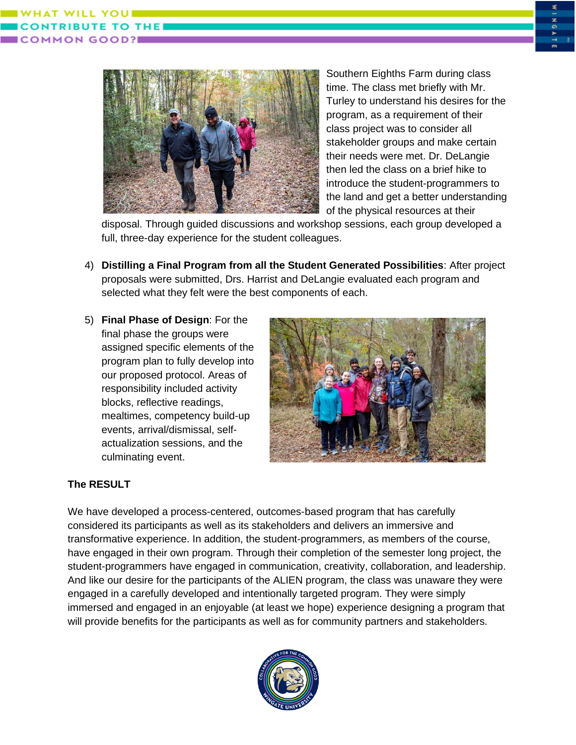Southern Eighths Farm during class time. The class met briefly with Mr. Turley to understand his desires for the program, as a requirement of their class project was to consider all stakeholder groups and make certain their needs were met. Dr. DeLangie then led the class on a brief hike to introduce the student-programmers to the land and get a better understanding of the physical resources at their disposal. Through guided discussions and workshop sessions, each group developed a full, three-day experience for the student colleagues.

4) **Distilling a Final Program from all the Student Generated Possibilities**: After project proposals were submitted, Drs. Harrist and DeLangie evaluated each program and selected what they felt were the best components of each.

5) **Final Phase of Design**: For the final phase the groups were assigned specific elements of the program plan to fully develop into our proposed protocol. Areas of responsibility included activity blocks, reflective readings, mealtimes, competency build-up events, arrival/dismissal, self-actualization sessions, and the culminating event.

**The RESULT**

We have developed a process-centered, outcomes-based program that has carefully considered its participants as well as its stakeholders and delivers an immersive and transformative experience. In addition, the student-programmers, as members of the course, have engaged in their own program. Through their completion of the semester long project, the student-programmers have engaged in communication, creativity, collaboration, and leadership. And like our desire for the participants of the ALIEN program, the class was unaware they were engaged in a carefully developed and intentionally targeted program. They were simply immersed and engaged in an enjoyable (at least we hope) experience designing a program that will provide benefits for the participants as well as for community partners and stakeholders.